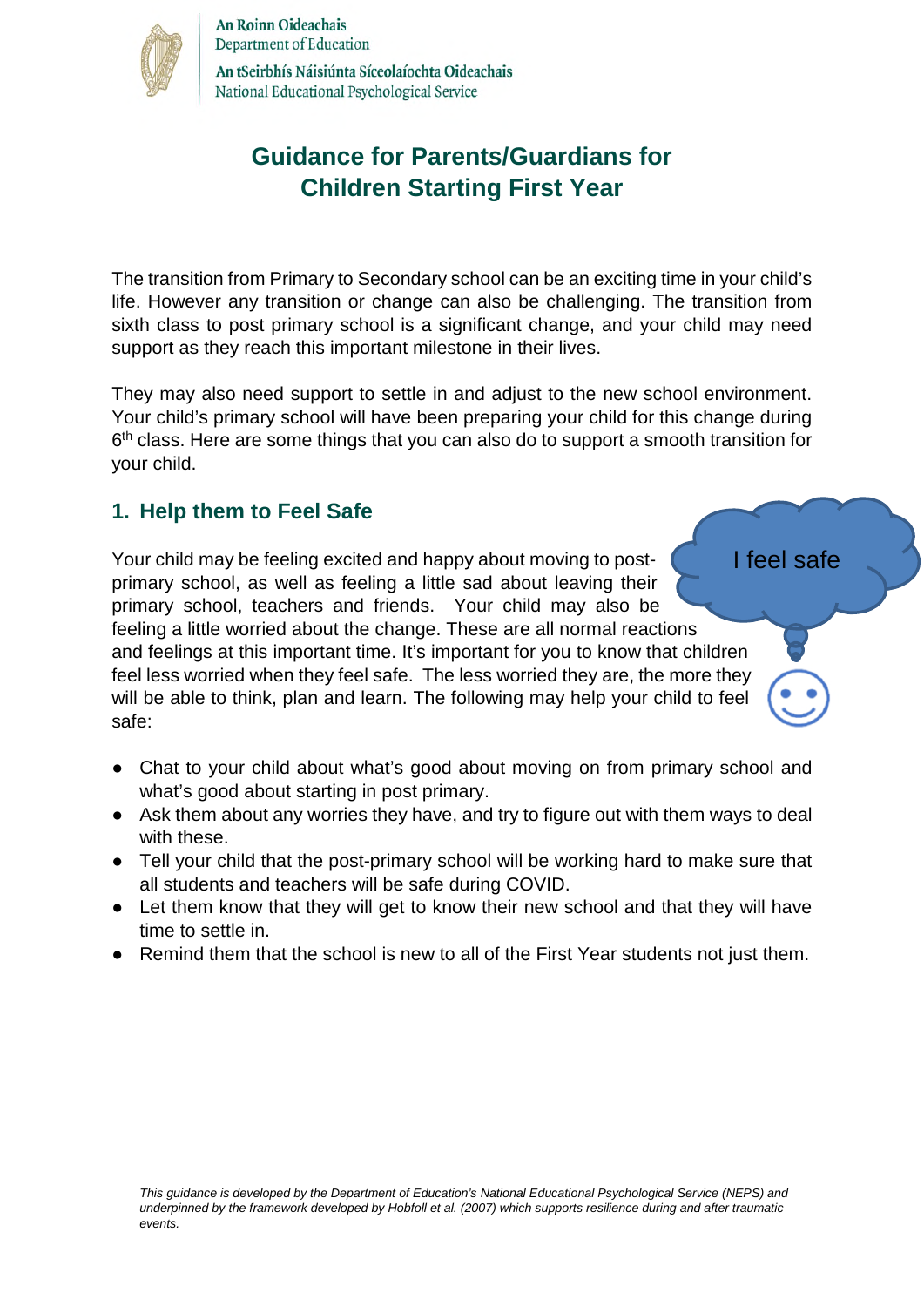An Roinn Oideachais
Department of Education
An tSeirbhís Náisiúnta Síceolaíochta Oideachais
National Educational Psychological Service

# Guidance for Parents/Guardians for Children Starting First Year

The transition from Primary to Secondary school can be an exciting time in your child's life. However any transition or change can also be challenging. The transition from sixth class to post primary school is a significant change, and your child may need support as they reach this important milestone in their lives.

They may also need support to settle in and adjust to the new school environment. Your child's primary school will have been preparing your child for this change during 6th class. Here are some things that you can also do to support a smooth transition for your child.

## 1. Help them to Feel Safe

I feel safe

Your child may be feeling excited and happy about moving to post-primary school, as well as feeling a little sad about leaving their primary school, teachers and friends. Your child may also be feeling a little worried about the change. These are all normal reactions and feelings at this important time. It's important for you to know that children feel less worried when they feel safe. The less worried they are, the more they will be able to think, plan and learn. The following may help your child to feel safe:

- Chat to your child about what's good about moving on from primary school and what's good about starting in post primary.
- Ask them about any worries they have, and try to figure out with them ways to deal with these.
- Tell your child that the post-primary school will be working hard to make sure that all students and teachers will be safe during COVID.
- Let them know that they will get to know their new school and that they will have time to settle in.
- Remind them that the school is new to all of the First Year students not just them.

*This guidance is developed by the Department of Education's National Educational Psychological Service (NEPS) and underpinned by the framework developed by Hobfoll et al. (2007) which supports resilience during and after traumatic events.*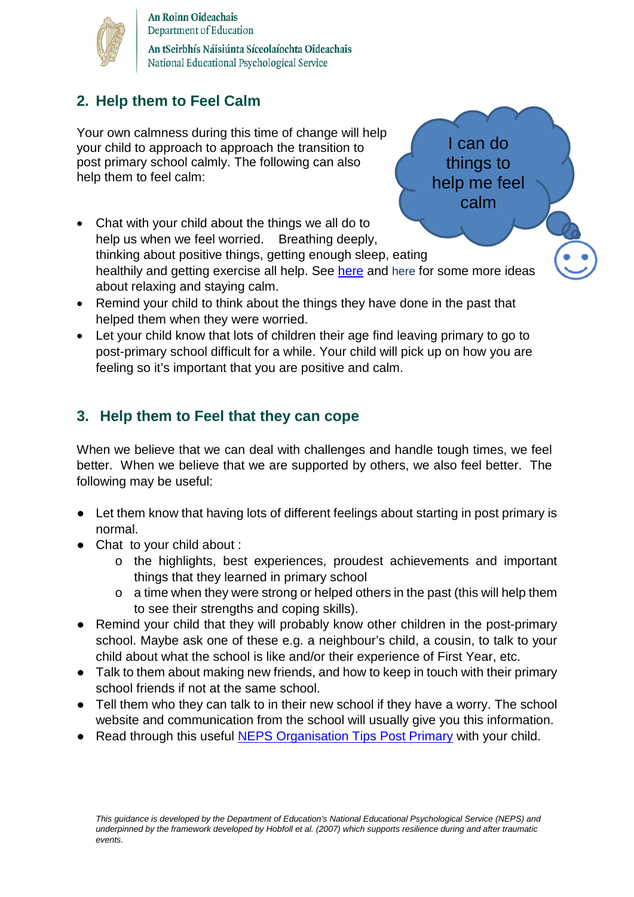## 2. Help them to Feel Calm

Your own calmness during this time of change will help your child to approach to approach the transition to post primary school calmly. The following can also help them to feel calm:

I can do things to help me feel calm

- Chat with your child about the things we all do to help us when we feel worried. Breathing deeply, thinking about positive things, getting enough sleep, eating healthily and getting exercise all help. See here and here for some more ideas about relaxing and staying calm.
- Remind your child to think about the things they have done in the past that helped them when they were worried.
- Let your child know that lots of children their age find leaving primary to go to post-primary school difficult for a while. Your child will pick up on how you are feeling so it's important that you are positive and calm.

## 3. Help them to Feel that they can cope

When we believe that we can deal with challenges and handle tough times, we feel better. When we believe that we are supported by others, we also feel better. The following may be useful:

- Let them know that having lots of different feelings about starting in post primary is normal.
- Chat to your child about :
  - the highlights, best experiences, proudest achievements and important things that they learned in primary school
  - a time when they were strong or helped others in the past (this will help them to see their strengths and coping skills).
- Remind your child that they will probably know other children in the post-primary school. Maybe ask one of these e.g. a neighbour's child, a cousin, to talk to your child about what the school is like and/or their experience of First Year, etc.
- Talk to them about making new friends, and how to keep in touch with their primary school friends if not at the same school.
- Tell them who they can talk to in their new school if they have a worry. The school website and communication from the school will usually give you this information.
- Read through this useful NEPS Organisation Tips Post Primary with your child.

*This guidance is developed by the Department of Education's National Educational Psychological Service (NEPS) and underpinned by the framework developed by Hobfoll et al. (2007) which supports resilience during and after traumatic events.*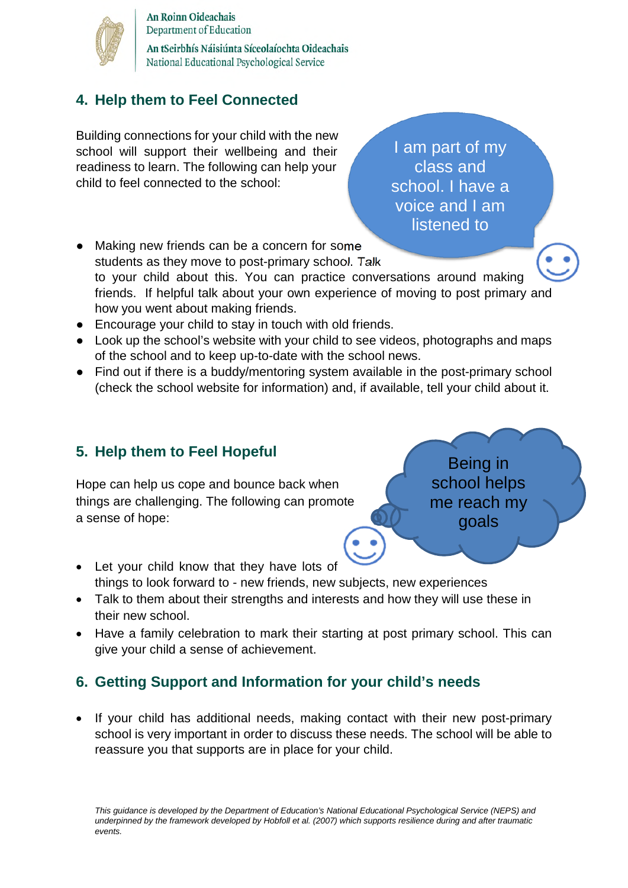## 4. Help them to Feel Connected

Building connections for your child with the new school will support their wellbeing and their readiness to learn. The following can help your child to feel connected to the school:

I am part of my class and school. I have a voice and I am listened to

- Making new friends can be a concern for some students as they move to post-primary school. Talk to your child about this. You can practice conversations around making friends. If helpful talk about your own experience of moving to post primary and how you went about making friends.
- Encourage your child to stay in touch with old friends.
- Look up the school's website with your child to see videos, photographs and maps of the school and to keep up-to-date with the school news.
- Find out if there is a buddy/mentoring system available in the post-primary school (check the school website for information) and, if available, tell your child about it.

## 5. Help them to Feel Hopeful

Hope can help us cope and bounce back when things are challenging. The following can promote a sense of hope:

Being in school helps me reach my goals

- Let your child know that they have lots of things to look forward to - new friends, new subjects, new experiences
- Talk to them about their strengths and interests and how they will use these in their new school.
- Have a family celebration to mark their starting at post primary school. This can give your child a sense of achievement.

## 6. Getting Support and Information for your child's needs

- If your child has additional needs, making contact with their new post-primary school is very important in order to discuss these needs. The school will be able to reassure you that supports are in place for your child.

*This guidance is developed by the Department of Education's National Educational Psychological Service (NEPS) and underpinned by the framework developed by Hobfoll et al. (2007) which supports resilience during and after traumatic events.*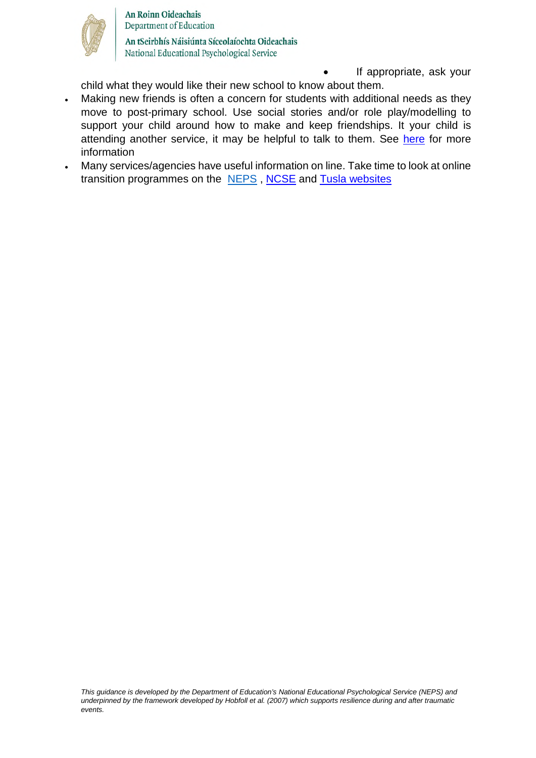- If appropriate, ask your child what they would like their new school to know about them.
- Making new friends is often a concern for students with additional needs as they move to post-primary school. Use social stories and/or role play/modelling to support your child around how to make and keep friendships. It your child is attending another service, it may be helpful to talk to them. See here for more information
- Many services/agencies have useful information on line. Take time to look at online transition programmes on the NEPS , NCSE and Tusla websites

*This guidance is developed by the Department of Education's National Educational Psychological Service (NEPS) and underpinned by the framework developed by Hobfoll et al. (2007) which supports resilience during and after traumatic events.*